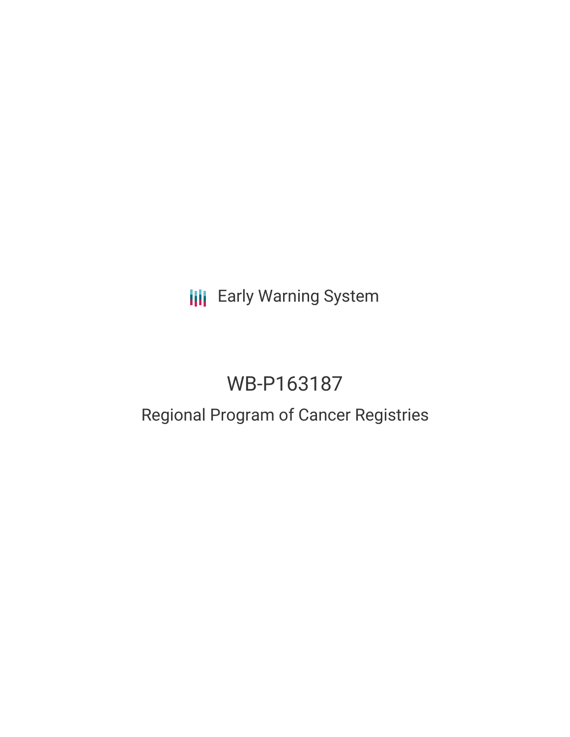Early Warning System

# WB-P163187

## Regional Program of Cancer Registries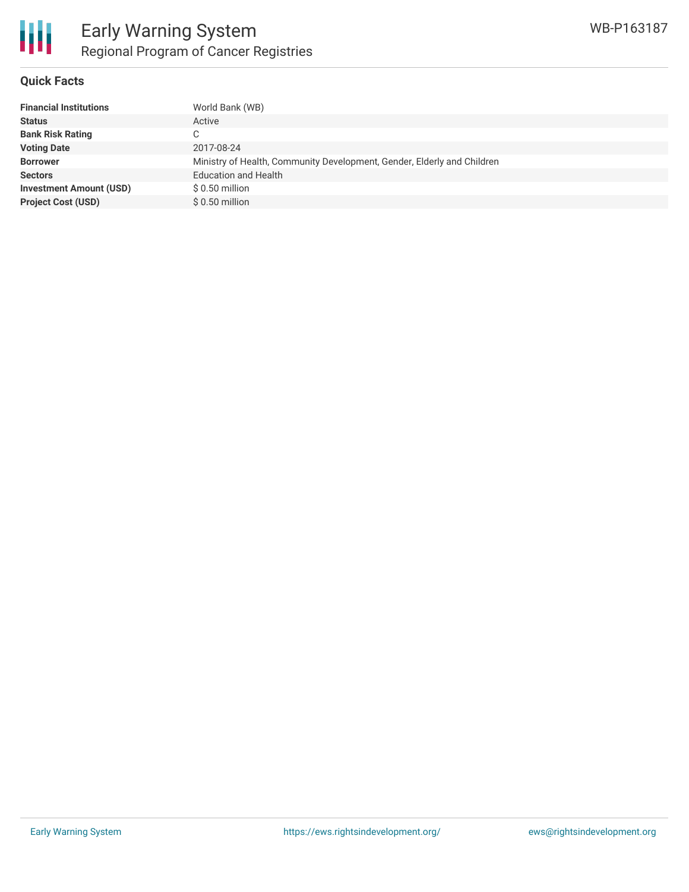# Early Warning System

## Regional Program of Cancer Registries

WB-P163187

### Quick Facts

| | |
|---|---|
| **Financial Institutions** | World Bank (WB) |
| **Status** | Active |
| **Bank Risk Rating** | C |
| **Voting Date** | 2017-08-24 |
| **Borrower** | Ministry of Health, Community Development, Gender, Elderly and Children |
| **Sectors** | Education and Health |
| **Investment Amount (USD)** | $ 0.50 million |
| **Project Cost (USD)** | $ 0.50 million |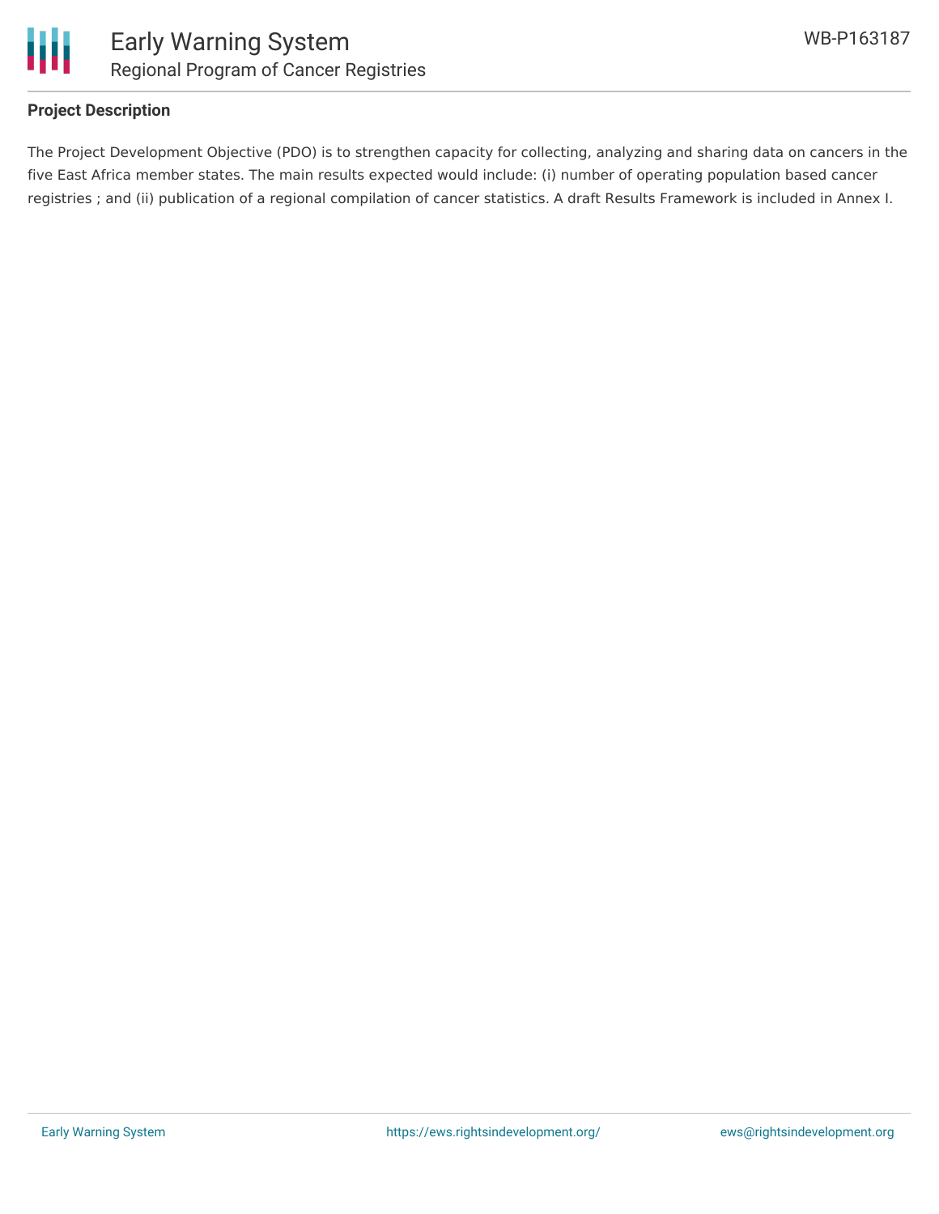**Project Description**

The Project Development Objective (PDO) is to strengthen capacity for collecting, analyzing and sharing data on cancers in the five East Africa member states. The main results expected would include: (i) number of operating population based cancer registries ; and (ii) publication of a regional compilation of cancer statistics. A draft Results Framework is included in Annex I.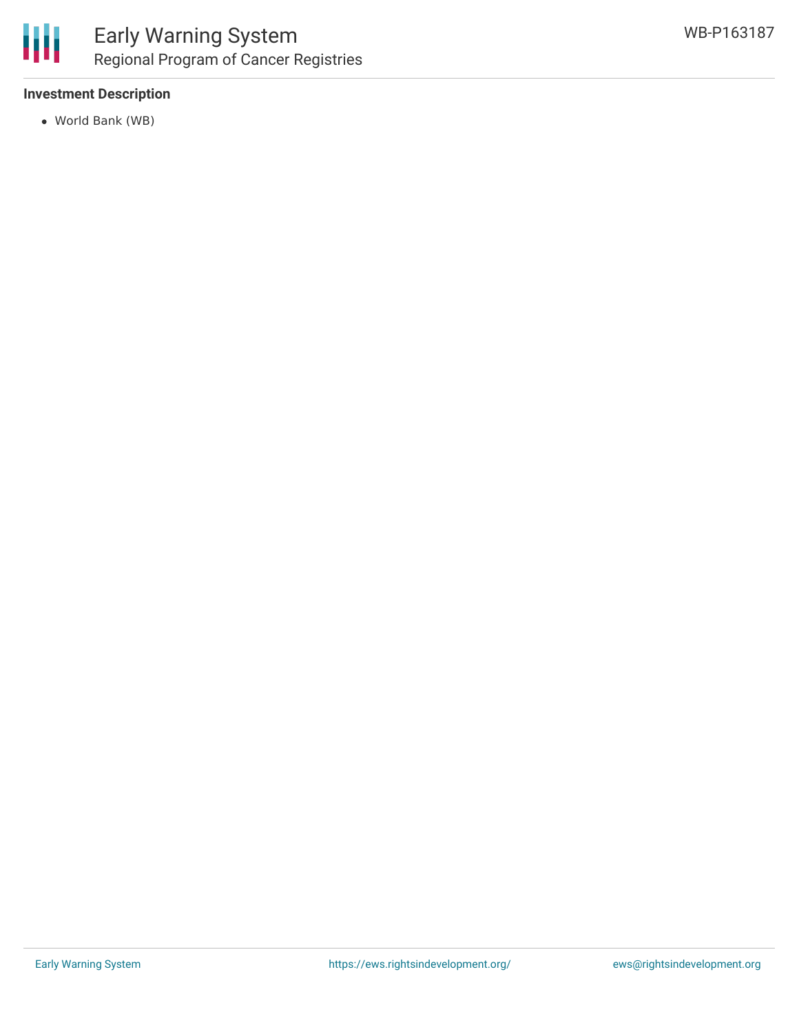### Investment Description

- World Bank (WB)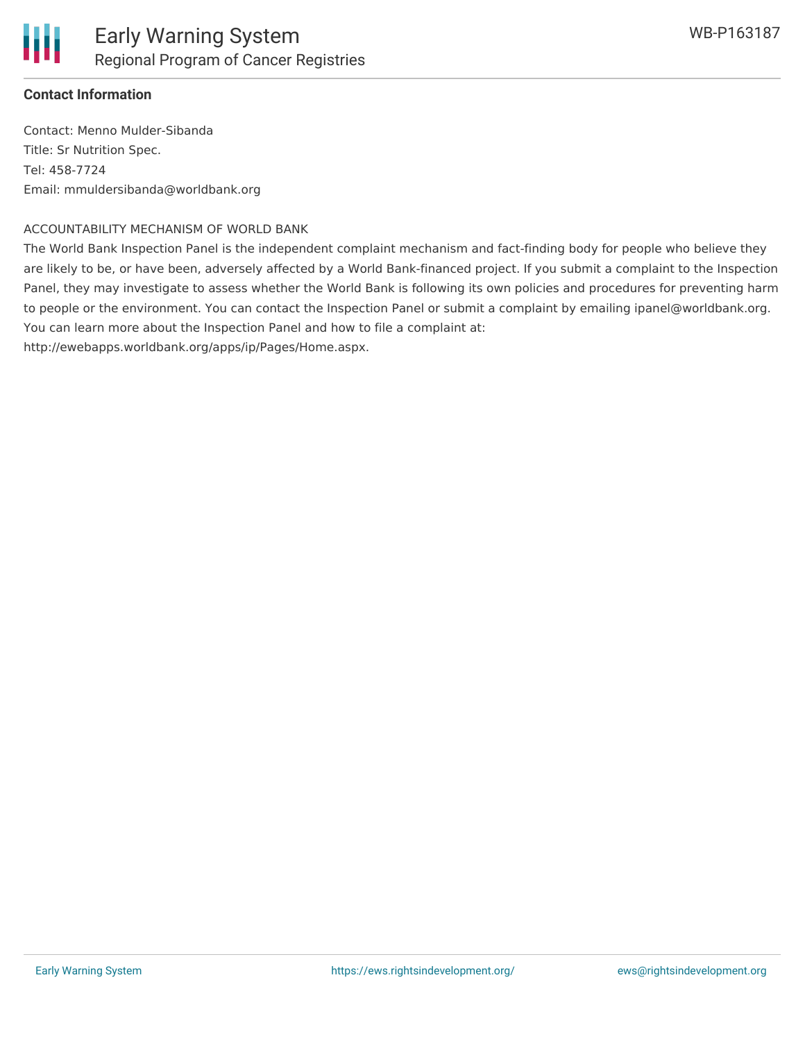**Contact Information**

Contact: Menno Mulder-Sibanda
Title: Sr Nutrition Spec.
Tel: 458-7724
Email: mmuldersibanda@worldbank.org

ACCOUNTABILITY MECHANISM OF WORLD BANK

The World Bank Inspection Panel is the independent complaint mechanism and fact-finding body for people who believe they are likely to be, or have been, adversely affected by a World Bank-financed project. If you submit a complaint to the Inspection Panel, they may investigate to assess whether the World Bank is following its own policies and procedures for preventing harm to people or the environment. You can contact the Inspection Panel or submit a complaint by emailing ipanel@worldbank.org. You can learn more about the Inspection Panel and how to file a complaint at: http://ewebapps.worldbank.org/apps/ip/Pages/Home.aspx.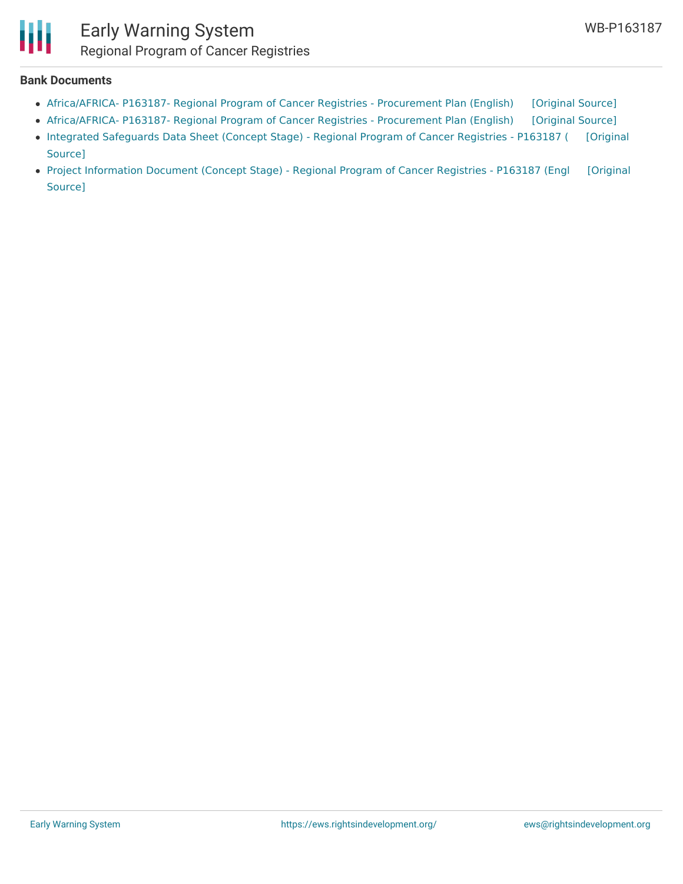**Bank Documents**

- Africa/AFRICA- P163187- Regional Program of Cancer Registries - Procurement Plan (English) [Original Source]
- Africa/AFRICA- P163187- Regional Program of Cancer Registries - Procurement Plan (English) [Original Source]
- Integrated Safeguards Data Sheet (Concept Stage) - Regional Program of Cancer Registries - P163187 ( [Original Source]
- Project Information Document (Concept Stage) - Regional Program of Cancer Registries - P163187 (Engl [Original Source]